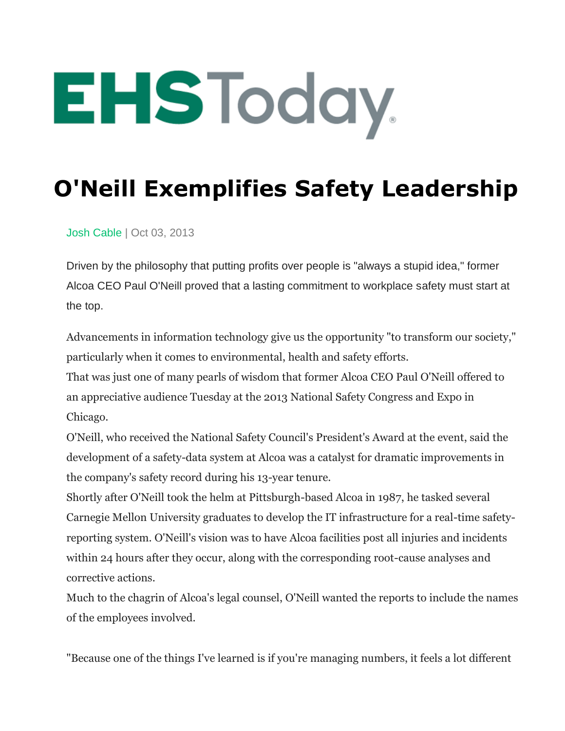EHSToday®

# O'Neill Exemplifies Safety Leadership

Josh Cable | Oct 03, 2013

Driven by the philosophy that putting profits over people is "always a stupid idea," former Alcoa CEO Paul O'Neill proved that a lasting commitment to workplace safety must start at the top.

Advancements in information technology give us the opportunity "to transform our society," particularly when it comes to environmental, health and safety efforts.

That was just one of many pearls of wisdom that former Alcoa CEO Paul O'Neill offered to an appreciative audience Tuesday at the 2013 National Safety Congress and Expo in Chicago.

O'Neill, who received the National Safety Council's President's Award at the event, said the development of a safety-data system at Alcoa was a catalyst for dramatic improvements in the company's safety record during his 13-year tenure.

Shortly after O'Neill took the helm at Pittsburgh-based Alcoa in 1987, he tasked several Carnegie Mellon University graduates to develop the IT infrastructure for a real-time safety-reporting system. O'Neill's vision was to have Alcoa facilities post all injuries and incidents within 24 hours after they occur, along with the corresponding root-cause analyses and corrective actions.

Much to the chagrin of Alcoa's legal counsel, O'Neill wanted the reports to include the names of the employees involved.

"Because one of the things I've learned is if you're managing numbers, it feels a lot different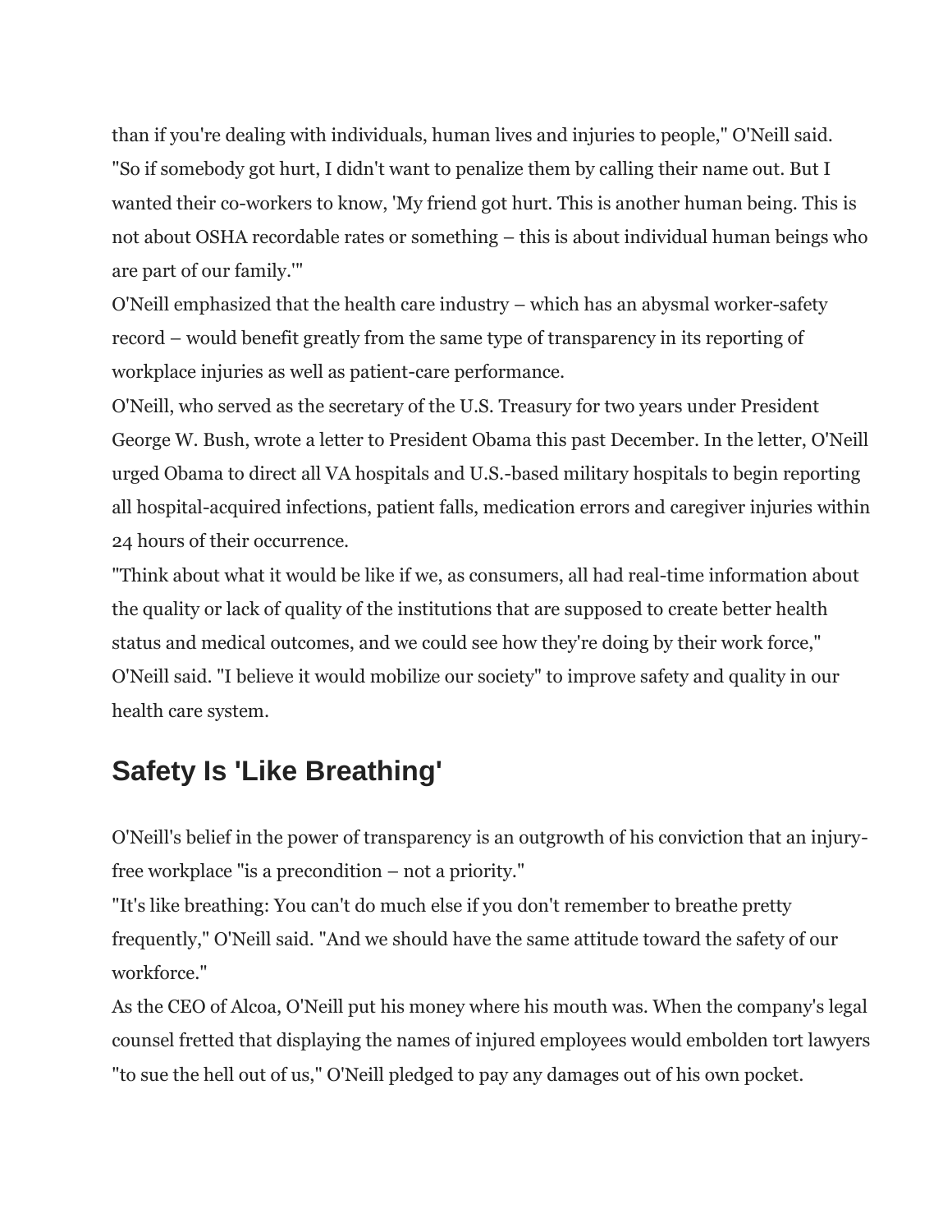than if you're dealing with individuals, human lives and injuries to people," O'Neill said.

"So if somebody got hurt, I didn't want to penalize them by calling their name out. But I wanted their co-workers to know, 'My friend got hurt. This is another human being. This is not about OSHA recordable rates or something – this is about individual human beings who are part of our family.'"

O'Neill emphasized that the health care industry – which has an abysmal worker-safety record – would benefit greatly from the same type of transparency in its reporting of workplace injuries as well as patient-care performance.

O'Neill, who served as the secretary of the U.S. Treasury for two years under President George W. Bush, wrote a letter to President Obama this past December. In the letter, O'Neill urged Obama to direct all VA hospitals and U.S.-based military hospitals to begin reporting all hospital-acquired infections, patient falls, medication errors and caregiver injuries within 24 hours of their occurrence.

"Think about what it would be like if we, as consumers, all had real-time information about the quality or lack of quality of the institutions that are supposed to create better health status and medical outcomes, and we could see how they're doing by their work force," O'Neill said. "I believe it would mobilize our society" to improve safety and quality in our health care system.

## Safety Is 'Like Breathing'

O'Neill's belief in the power of transparency is an outgrowth of his conviction that an injury-free workplace "is a precondition – not a priority."

"It's like breathing: You can't do much else if you don't remember to breathe pretty frequently," O'Neill said. "And we should have the same attitude toward the safety of our workforce."

As the CEO of Alcoa, O'Neill put his money where his mouth was. When the company's legal counsel fretted that displaying the names of injured employees would embolden tort lawyers "to sue the hell out of us," O'Neill pledged to pay any damages out of his own pocket.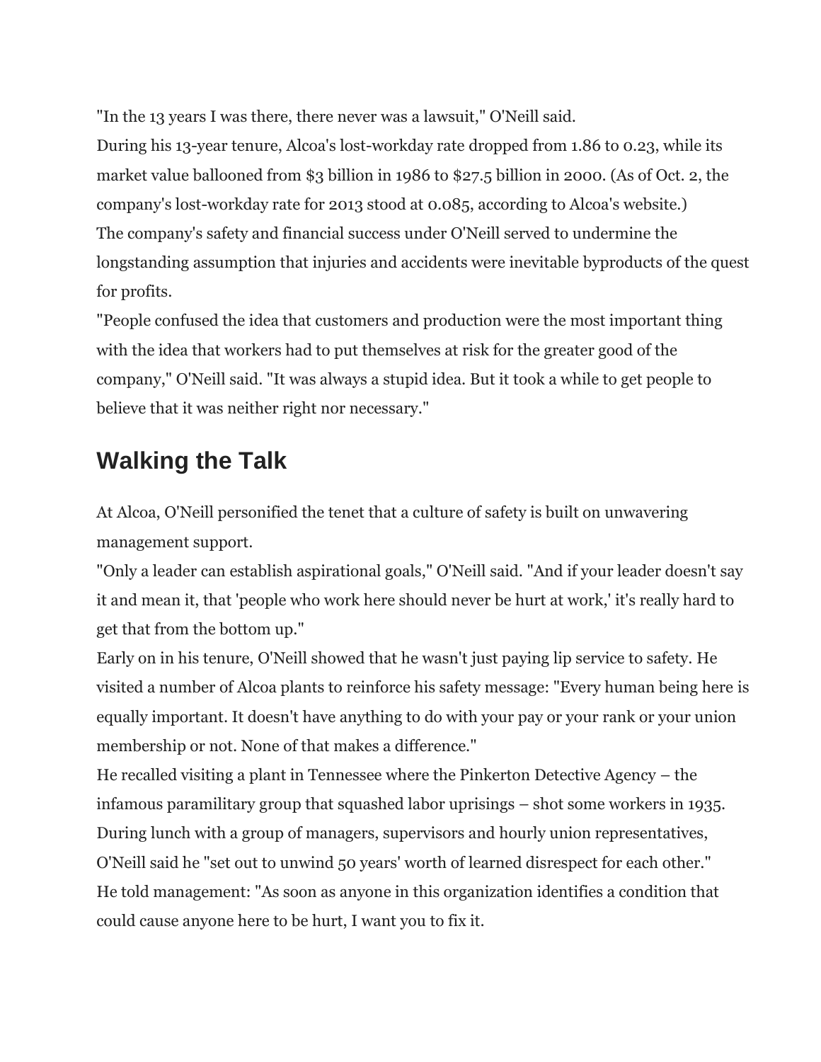"In the 13 years I was there, there never was a lawsuit," O'Neill said.

During his 13-year tenure, Alcoa's lost-workday rate dropped from 1.86 to 0.23, while its market value ballooned from $3 billion in 1986 to $27.5 billion in 2000. (As of Oct. 2, the company's lost-workday rate for 2013 stood at 0.085, according to Alcoa's website.)

The company's safety and financial success under O'Neill served to undermine the longstanding assumption that injuries and accidents were inevitable byproducts of the quest for profits.

"People confused the idea that customers and production were the most important thing with the idea that workers had to put themselves at risk for the greater good of the company," O'Neill said. "It was always a stupid idea. But it took a while to get people to believe that it was neither right nor necessary."

## Walking the Talk

At Alcoa, O'Neill personified the tenet that a culture of safety is built on unwavering management support.

"Only a leader can establish aspirational goals," O'Neill said. "And if your leader doesn't say it and mean it, that 'people who work here should never be hurt at work,' it's really hard to get that from the bottom up."

Early on in his tenure, O'Neill showed that he wasn't just paying lip service to safety. He visited a number of Alcoa plants to reinforce his safety message: "Every human being here is equally important. It doesn't have anything to do with your pay or your rank or your union membership or not. None of that makes a difference."

He recalled visiting a plant in Tennessee where the Pinkerton Detective Agency – the infamous paramilitary group that squashed labor uprisings – shot some workers in 1935. During lunch with a group of managers, supervisors and hourly union representatives, O'Neill said he "set out to unwind 50 years' worth of learned disrespect for each other."

He told management: "As soon as anyone in this organization identifies a condition that could cause anyone here to be hurt, I want you to fix it.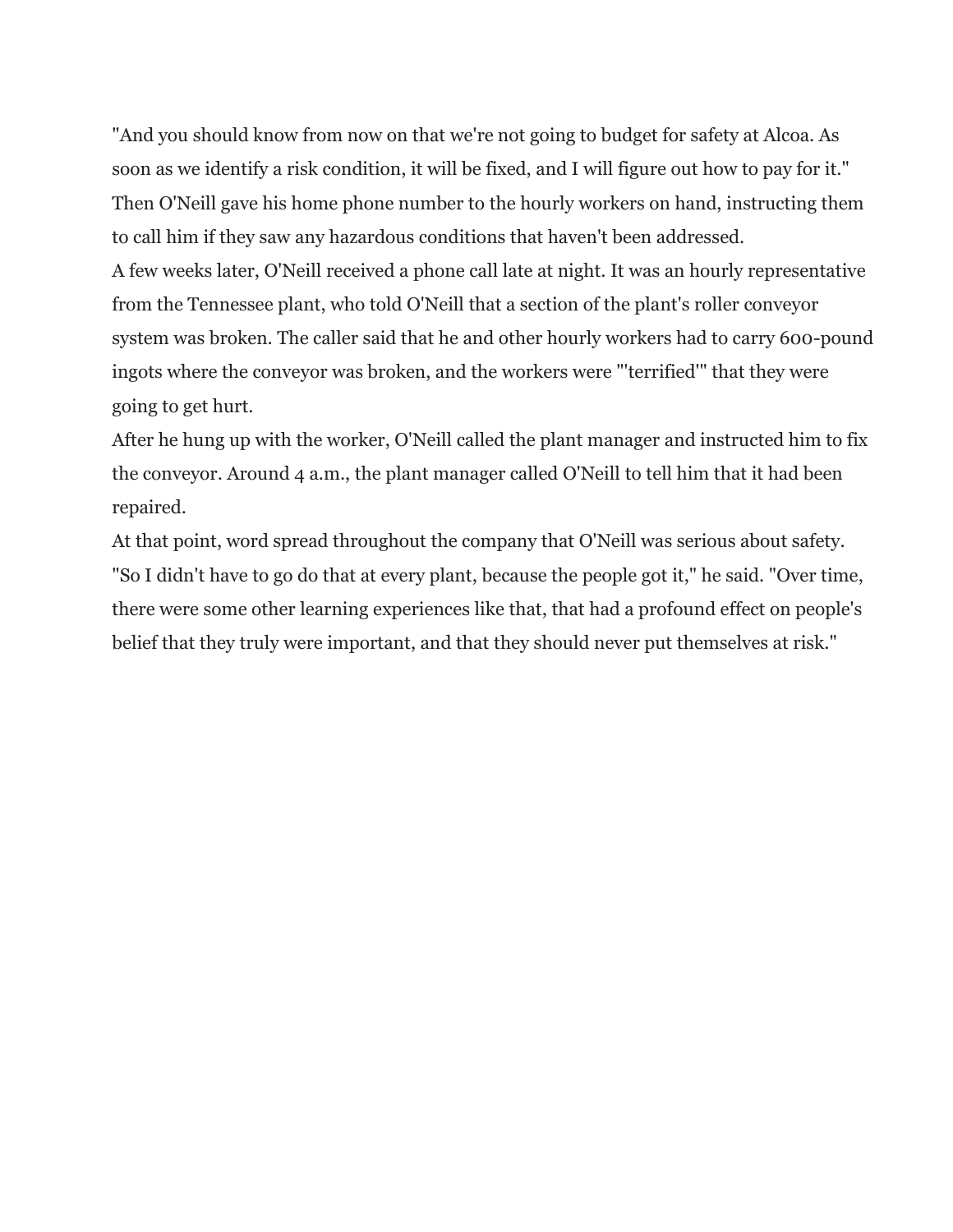"And you should know from now on that we're not going to budget for safety at Alcoa. As soon as we identify a risk condition, it will be fixed, and I will figure out how to pay for it." Then O'Neill gave his home phone number to the hourly workers on hand, instructing them to call him if they saw any hazardous conditions that haven't been addressed.

A few weeks later, O'Neill received a phone call late at night. It was an hourly representative from the Tennessee plant, who told O'Neill that a section of the plant's roller conveyor system was broken. The caller said that he and other hourly workers had to carry 600-pound ingots where the conveyor was broken, and the workers were "'terrified'" that they were going to get hurt.

After he hung up with the worker, O'Neill called the plant manager and instructed him to fix the conveyor. Around 4 a.m., the plant manager called O'Neill to tell him that it had been repaired.

At that point, word spread throughout the company that O'Neill was serious about safety. "So I didn't have to go do that at every plant, because the people got it," he said. "Over time, there were some other learning experiences like that, that had a profound effect on people's belief that they truly were important, and that they should never put themselves at risk."